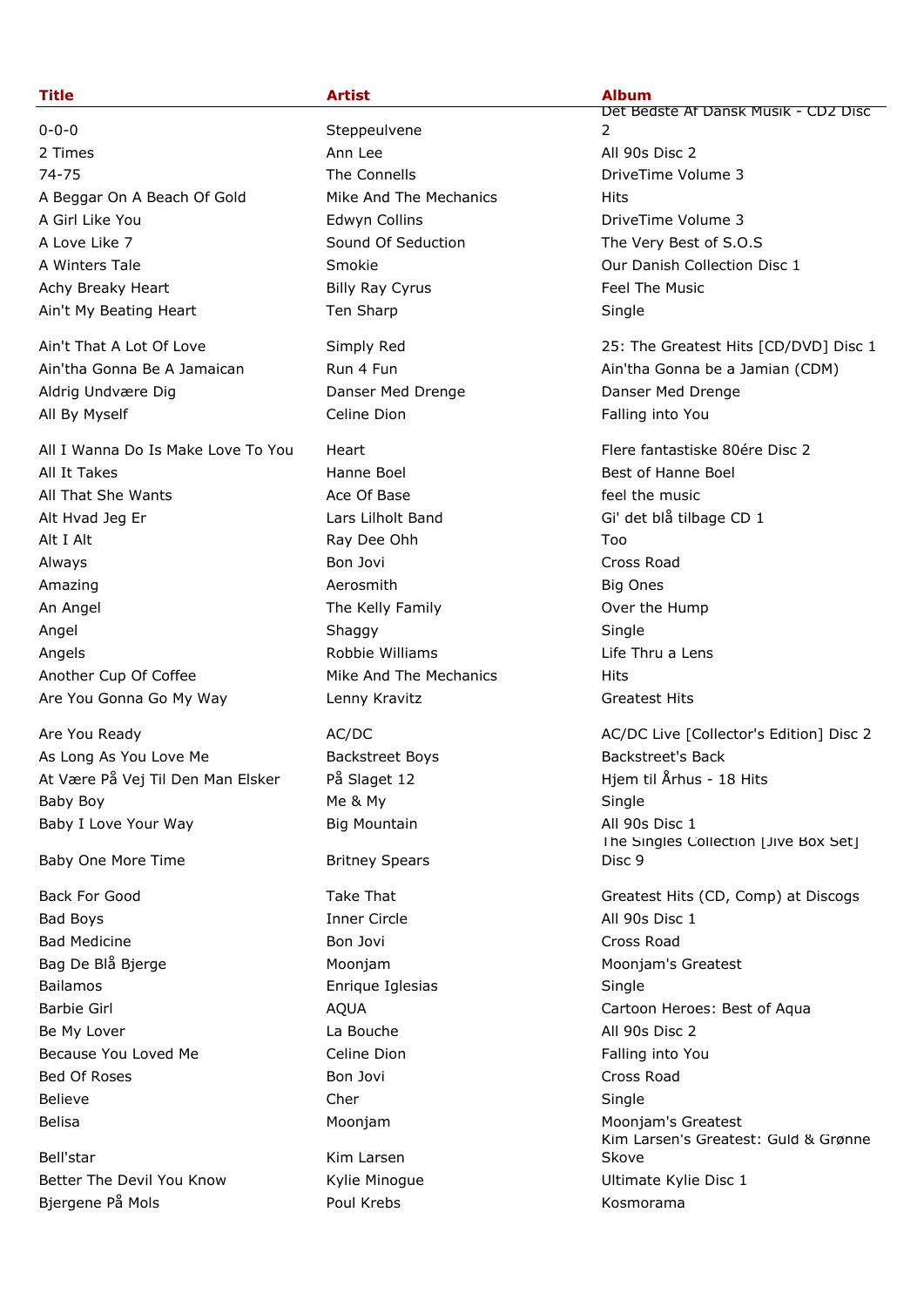| Title | Artist | Album |
| --- | --- | --- |
| 0-0-0 | Steppeulvene | Det Bedste Af Dansk Musik - CD2 Disc 2 |
| 2 Times | Ann Lee | All 90s Disc 2 |
| 74-75 | The Connells | DriveTime Volume 3 |
| A Beggar On A Beach Of Gold | Mike And The Mechanics | Hits |
| A Girl Like You | Edwyn Collins | DriveTime Volume 3 |
| A Love Like 7 | Sound Of Seduction | The Very Best of S.O.S |
| A Winters Tale | Smokie | Our Danish Collection Disc 1 |
| Achy Breaky Heart | Billy Ray Cyrus | Feel The Music |
| Ain't My Beating Heart | Ten Sharp | Single |
| Ain't That A Lot Of Love | Simply Red | 25: The Greatest Hits [CD/DVD] Disc 1 |
| Ain'tha Gonna Be A Jamaican | Run 4 Fun | Ain'tha Gonna be a Jamian (CDM) |
| Aldrig Undvære Dig | Danser Med Drenge | Danser Med Drenge |
| All By Myself | Celine Dion | Falling into You |
| All I Wanna Do Is Make Love To You | Heart | Flere fantastiske 80ére Disc 2 |
| All It Takes | Hanne Boel | Best of Hanne Boel |
| All That She Wants | Ace Of Base | feel the music |
| Alt Hvad Jeg Er | Lars Lilholt Band | Gi' det blå tilbage CD 1 |
| Alt I Alt | Ray Dee Ohh | Too |
| Always | Bon Jovi | Cross Road |
| Amazing | Aerosmith | Big Ones |
| An Angel | The Kelly Family | Over the Hump |
| Angel | Shaggy | Single |
| Angels | Robbie Williams | Life Thru a Lens |
| Another Cup Of Coffee | Mike And The Mechanics | Hits |
| Are You Gonna Go My Way | Lenny Kravitz | Greatest Hits |
| Are You Ready | AC/DC | AC/DC Live [Collector's Edition] Disc 2 |
| As Long As You Love Me | Backstreet Boys | Backstreet's Back |
| At Være På Vej Til Den Man Elsker | På Slaget 12 | Hjem til Århus - 18 Hits |
| Baby Boy | Me & My | Single |
| Baby I Love Your Way | Big Mountain | All 90s Disc 1 |
| Baby One More Time | Britney Spears | The Singles Collection [Jive Box Set] Disc 9 |
| Back For Good | Take That | Greatest Hits (CD, Comp) at Discogs |
| Bad Boys | Inner Circle | All 90s Disc 1 |
| Bad Medicine | Bon Jovi | Cross Road |
| Bag De Blå Bjerge | Moonjam | Moonjam's Greatest |
| Bailamos | Enrique Iglesias | Single |
| Barbie Girl | AQUA | Cartoon Heroes: Best of Aqua |
| Be My Lover | La Bouche | All 90s Disc 2 |
| Because You Loved Me | Celine Dion | Falling into You |
| Bed Of Roses | Bon Jovi | Cross Road |
| Believe | Cher | Single |
| Belisa | Moonjam | Moonjam's Greatest |
| Bell'star | Kim Larsen | Kim Larsen's Greatest: Guld & Grønne Skove |
| Better The Devil You Know | Kylie Minogue | Ultimate Kylie Disc 1 |
| Bjergene På Mols | Poul Krebs | Kosmorama |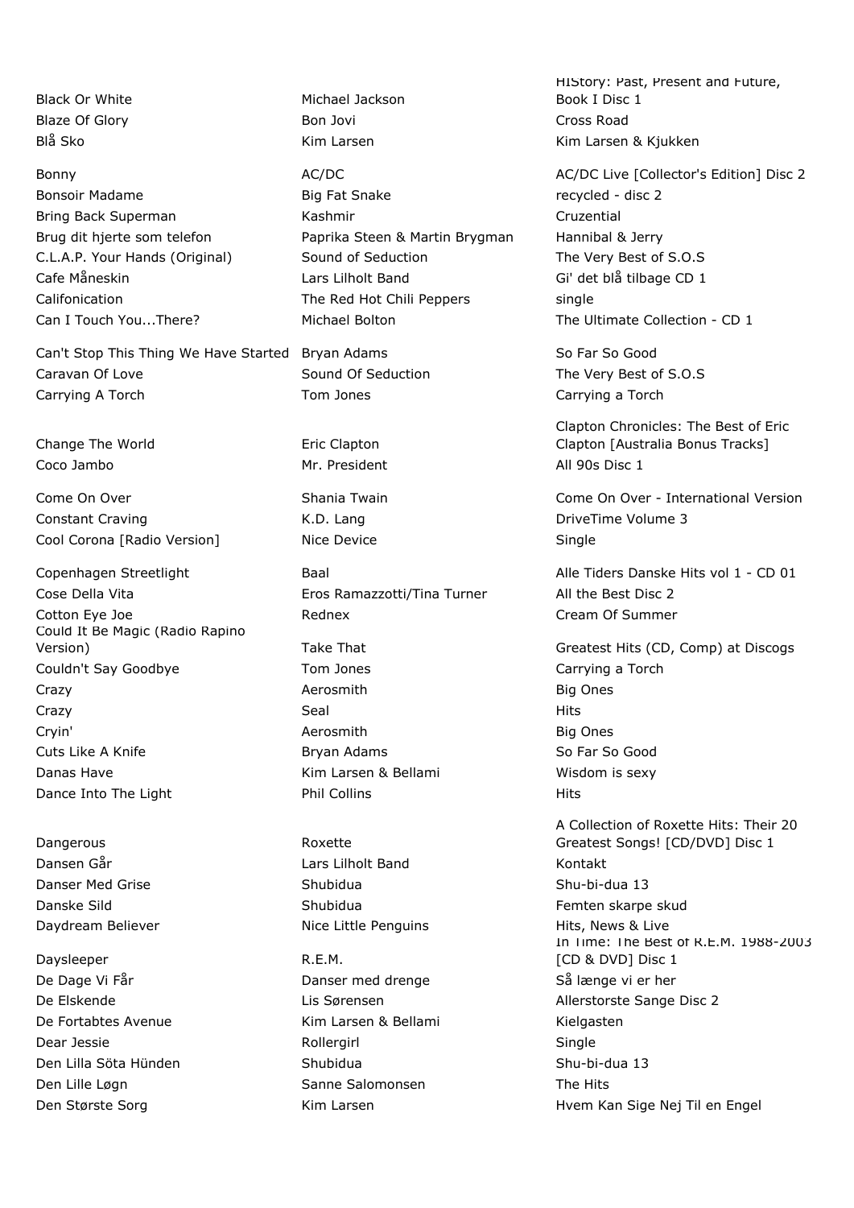| | | |
|---|---|---|
| Black Or White | Michael Jackson | HIStory: Past, Present and Future, Book I Disc 1 |
| Blaze Of Glory | Bon Jovi | Cross Road |
| Blå Sko | Kim Larsen | Kim Larsen & Kjukken |
| Bonny | AC/DC | AC/DC Live [Collector's Edition] Disc 2 |
| Bonsoir Madame | Big Fat Snake | recycled - disc 2 |
| Bring Back Superman | Kashmir | Cruzential |
| Brug dit hjerte som telefon | Paprika Steen & Martin Brygman | Hannibal & Jerry |
| C.L.A.P. Your Hands (Original) | Sound of Seduction | The Very Best of S.O.S |
| Cafe Måneskin | Lars Lilholt Band | Gi' det blå tilbage CD 1 |
| Califonication | The Red Hot Chili Peppers | single |
| Can I Touch You...There? | Michael Bolton | The Ultimate Collection - CD 1 |
| Can't Stop This Thing We Have Started | Bryan Adams | So Far So Good |
| Caravan Of Love | Sound Of Seduction | The Very Best of S.O.S |
| Carrying A Torch | Tom Jones | Carrying a Torch |
| Change The World | Eric Clapton | Clapton Chronicles: The Best of Eric Clapton [Australia Bonus Tracks] |
| Coco Jambo | Mr. President | All 90s Disc 1 |
| Come On Over | Shania Twain | Come On Over - International Version |
| Constant Craving | K.D. Lang | DriveTime Volume 3 |
| Cool Corona [Radio Version] | Nice Device | Single |
| Copenhagen Streetlight | Baal | Alle Tiders Danske Hits vol 1 - CD 01 |
| Cose Della Vita | Eros Ramazzotti/Tina Turner | All the Best Disc 2 |
| Cotton Eye Joe | Rednex | Cream Of Summer |
| Could It Be Magic (Radio Rapino Version) | Take That | Greatest Hits (CD, Comp) at Discogs |
| Couldn't Say Goodbye | Tom Jones | Carrying a Torch |
| Crazy | Aerosmith | Big Ones |
| Crazy | Seal | Hits |
| Cryin' | Aerosmith | Big Ones |
| Cuts Like A Knife | Bryan Adams | So Far So Good |
| Danas Have | Kim Larsen & Bellami | Wisdom is sexy |
| Dance Into The Light | Phil Collins | Hits |
| Dangerous | Roxette | A Collection of Roxette Hits: Their 20 Greatest Songs! [CD/DVD] Disc 1 |
| Dansen Går | Lars Lilholt Band | Kontakt |
| Danser Med Grise | Shubidua | Shu-bi-dua 13 |
| Danske Sild | Shubidua | Femten skarpe skud |
| Daydream Believer | Nice Little Penguins | Hits, News & Live |
| Daysleeper | R.E.M. | In Time: The Best of R.E.M. 1988-2003 [CD & DVD] Disc 1 |
| De Dage Vi Får | Danser med drenge | Så længe vi er her |
| De Elskende | Lis Sørensen | Allerstorste Sange Disc 2 |
| De Fortabtes Avenue | Kim Larsen & Bellami | Kielgasten |
| Dear Jessie | Rollergirl | Single |
| Den Lilla Söta Hünden | Shubidua | Shu-bi-dua 13 |
| Den Lille Løgn | Sanne Salomonsen | The Hits |
| Den Største Sorg | Kim Larsen | Hvem Kan Sige Nej Til en Engel |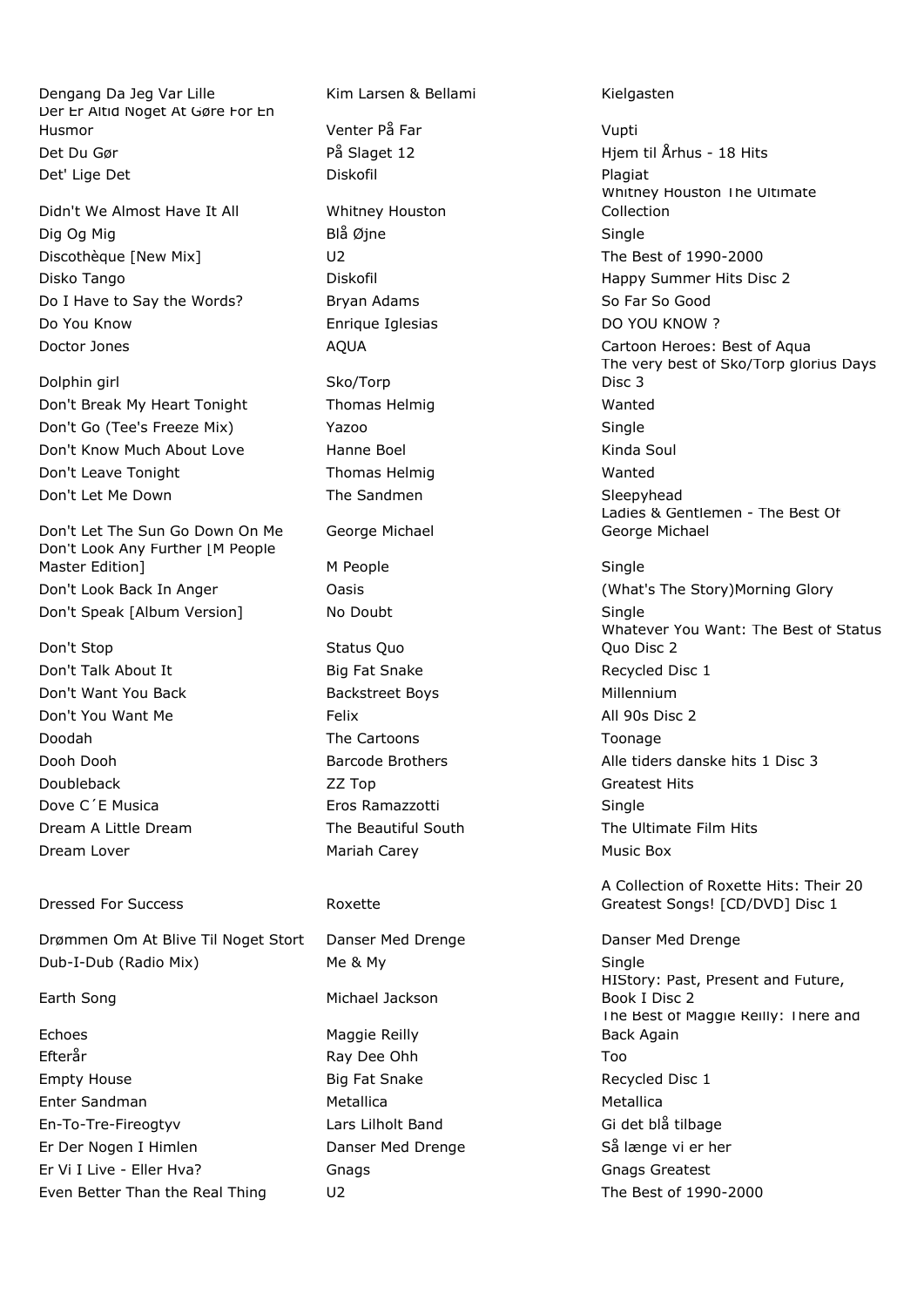| | | |
|---|---|---|
| Dengang Da Jeg Var Lille | Kim Larsen & Bellami | Kielgasten |
| Der Er Altid Noget At Gøre For En Husmor | Venter På Far | Vupti |
| Det Du Gør | På Slaget 12 | Hjem til Århus - 18 Hits |
| Det' Lige Det | Diskofil | Plagiat |
| Didn't We Almost Have It All | Whitney Houston | Whitney Houston The Ultimate Collection |
| Dig Og Mig | Blå Øjne | Single |
| Discothèque [New Mix] | U2 | The Best of 1990-2000 |
| Disko Tango | Diskofil | Happy Summer Hits Disc 2 |
| Do I Have to Say the Words? | Bryan Adams | So Far So Good |
| Do You Know | Enrique Iglesias | DO YOU KNOW ? |
| Doctor Jones | AQUA | Cartoon Heroes: Best of Aqua |
| Dolphin girl | Sko/Torp | The very best of Sko/Torp glorius Days Disc 3 |
| Don't Break My Heart Tonight | Thomas Helmig | Wanted |
| Don't Go (Tee's Freeze Mix) | Yazoo | Single |
| Don't Know Much About Love | Hanne Boel | Kinda Soul |
| Don't Leave Tonight | Thomas Helmig | Wanted |
| Don't Let Me Down | The Sandmen | Sleepyhead |
| Don't Let The Sun Go Down On Me | George Michael | Ladies & Gentlemen - The Best Of George Michael |
| Don't Look Any Further [M People Master Edition] | M People | Single |
| Don't Look Back In Anger | Oasis | (What's The Story)Morning Glory |
| Don't Speak [Album Version] | No Doubt | Single |
| Don't Stop | Status Quo | Whatever You Want: The Best of Status Quo Disc 2 |
| Don't Talk About It | Big Fat Snake | Recycled Disc 1 |
| Don't Want You Back | Backstreet Boys | Millennium |
| Don't You Want Me | Felix | All 90s Disc 2 |
| Doodah | The Cartoons | Toonage |
| Dooh Dooh | Barcode Brothers | Alle tiders danske hits 1 Disc 3 |
| Doubleback | ZZ Top | Greatest Hits |
| Dove C´E Musica | Eros Ramazzotti | Single |
| Dream A Little Dream | The Beautiful South | The Ultimate Film Hits |
| Dream Lover | Mariah Carey | Music Box |
| Dressed For Success | Roxette | A Collection of Roxette Hits: Their 20 Greatest Songs! [CD/DVD] Disc 1 |
| Drømmen Om At Blive Til Noget Stort | Danser Med Drenge | Danser Med Drenge |
| Dub-I-Dub (Radio Mix) | Me & My | Single |
| Earth Song | Michael Jackson | HIStory: Past, Present and Future, Book I Disc 2 |
| Echoes | Maggie Reilly | The Best of Maggie Reilly: There and Back Again |
| Efterår | Ray Dee Ohh | Too |
| Empty House | Big Fat Snake | Recycled Disc 1 |
| Enter Sandman | Metallica | Metallica |
| En-To-Tre-Fireogtyv | Lars Lilholt Band | Gi det blå tilbage |
| Er Der Nogen I Himlen | Danser Med Drenge | Så længe vi er her |
| Er Vi I Live - Eller Hva? | Gnags | Gnags Greatest |
| Even Better Than the Real Thing | U2 | The Best of 1990-2000 |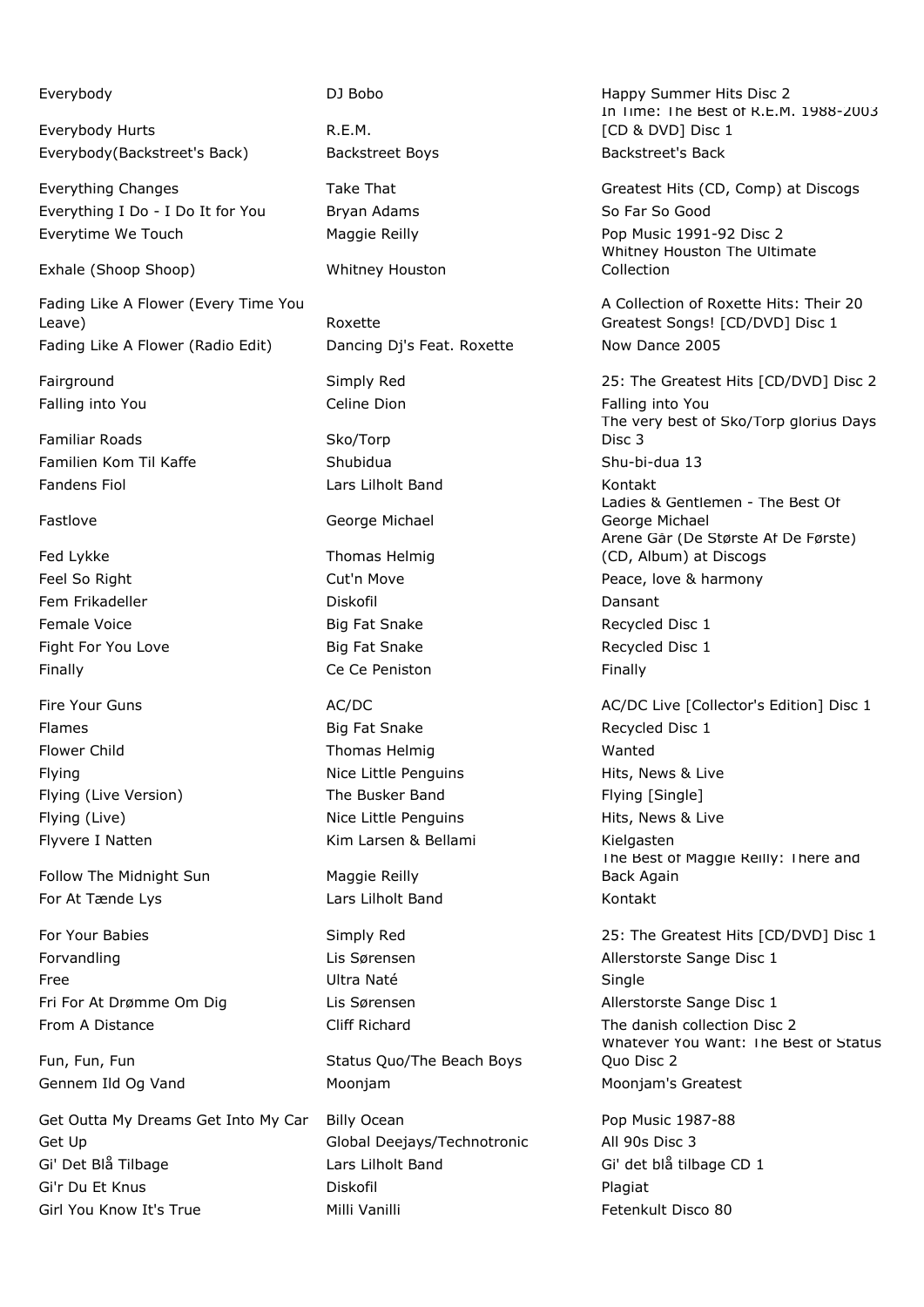| | | |
|---|---|---|
| Everybody | DJ Bobo | Happy Summer Hits Disc 2 |
| Everybody Hurts | R.E.M. | In Time: The Best of R.E.M. 1988-2003 [CD & DVD] Disc 1 |
| Everybody(Backstreet's Back) | Backstreet Boys | Backstreet's Back |
| Everything Changes | Take That | Greatest Hits (CD, Comp) at Discogs |
| Everything I Do - I Do It for You | Bryan Adams | So Far So Good |
| Everytime We Touch | Maggie Reilly | Pop Music 1991-92 Disc 2 |
| Exhale (Shoop Shoop) | Whitney Houston | Whitney Houston The Ultimate Collection |
| Fading Like A Flower (Every Time You Leave) | Roxette | A Collection of Roxette Hits: Their 20 Greatest Songs! [CD/DVD] Disc 1 |
| Fading Like A Flower (Radio Edit) | Dancing Dj's Feat. Roxette | Now Dance 2005 |
| Fairground | Simply Red | 25: The Greatest Hits [CD/DVD] Disc 2 |
| Falling into You | Celine Dion | Falling into You |
| Familiar Roads | Sko/Torp | The very best of Sko/Torp glorius Days Disc 3 |
| Familien Kom Til Kaffe | Shubidua | Shu-bi-dua 13 |
| Fandens Fiol | Lars Lilholt Band | Kontakt |
| Fastlove | George Michael | Ladies & Gentlemen - The Best Of George Michael |
| Fed Lykke | Thomas Helmig | Arene Går (De Største Af De Første) (CD, Album) at Discogs |
| Feel So Right | Cut'n Move | Peace, love & harmony |
| Fem Frikadeller | Diskofil | Dansant |
| Female Voice | Big Fat Snake | Recycled Disc 1 |
| Fight For You Love | Big Fat Snake | Recycled Disc 1 |
| Finally | Ce Ce Peniston | Finally |
| Fire Your Guns | AC/DC | AC/DC Live [Collector's Edition] Disc 1 |
| Flames | Big Fat Snake | Recycled Disc 1 |
| Flower Child | Thomas Helmig | Wanted |
| Flying | Nice Little Penguins | Hits, News & Live |
| Flying (Live Version) | The Busker Band | Flying [Single] |
| Flying (Live) | Nice Little Penguins | Hits, News & Live |
| Flyvere I Natten | Kim Larsen & Bellami | Kielgasten |
| Follow The Midnight Sun | Maggie Reilly | The Best of Maggie Reilly: There and Back Again |
| For At Tænde Lys | Lars Lilholt Band | Kontakt |
| For Your Babies | Simply Red | 25: The Greatest Hits [CD/DVD] Disc 1 |
| Forvandling | Lis Sørensen | Allerstorste Sange Disc 1 |
| Free | Ultra Naté | Single |
| Fri For At Drømme Om Dig | Lis Sørensen | Allerstorste Sange Disc 1 |
| From A Distance | Cliff Richard | The danish collection Disc 2 |
| Fun, Fun, Fun | Status Quo/The Beach Boys | Whatever You Want: The Best of Status Quo Disc 2 |
| Gennem Ild Og Vand | Moonjam | Moonjam's Greatest |
| Get Outta My Dreams Get Into My Car | Billy Ocean | Pop Music 1987-88 |
| Get Up | Global Deejays/Technotronic | All 90s Disc 3 |
| Gi' Det Blå Tilbage | Lars Lilholt Band | Gi' det blå tilbage CD 1 |
| Gi'r Du Et Knus | Diskofil | Plagiat |
| Girl You Know It's True | Milli Vanilli | Fetenkult Disco 80 |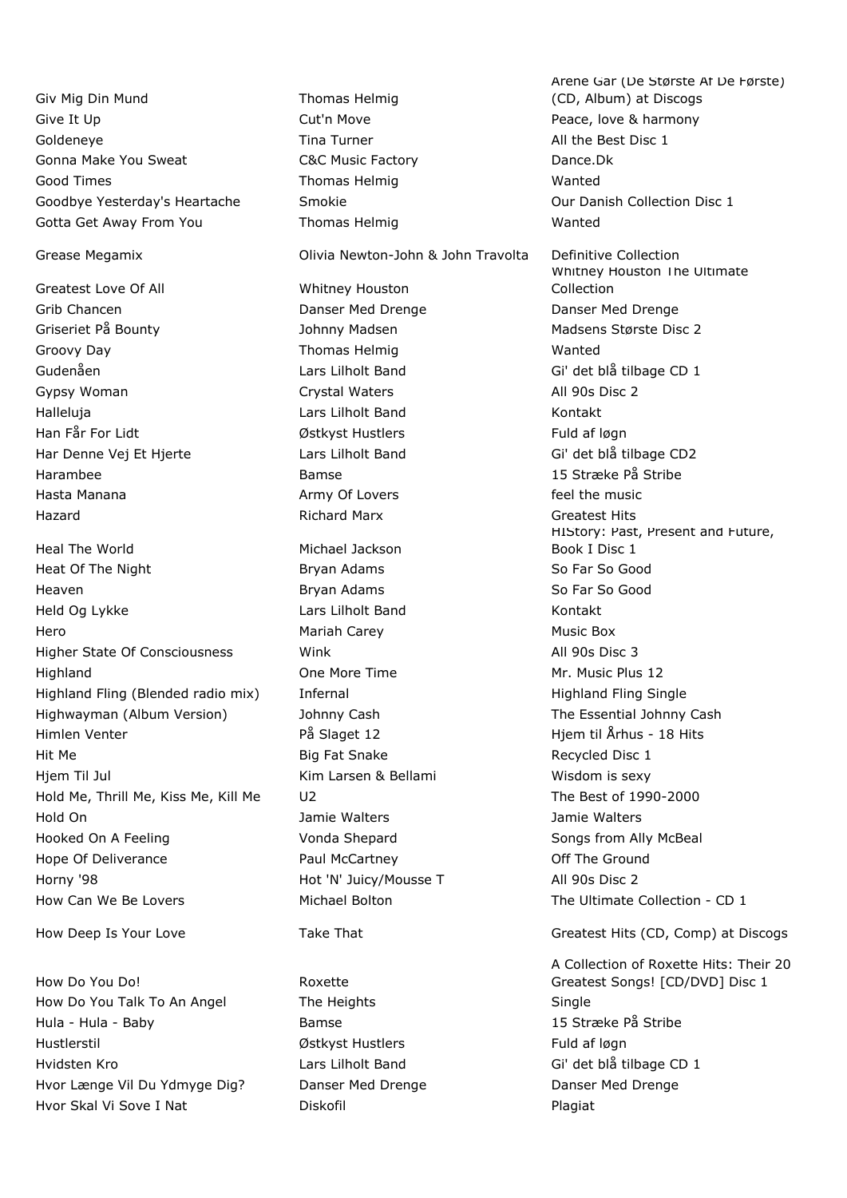| | | |
|---|---|---|
| Giv Mig Din Mund | Thomas Helmig | Årene Går (De Største Af De Første) (CD, Album) at Discogs |
| Give It Up | Cut'n Move | Peace, love & harmony |
| Goldeneye | Tina Turner | All the Best Disc 1 |
| Gonna Make You Sweat | C&C Music Factory | Dance.Dk |
| Good Times | Thomas Helmig | Wanted |
| Goodbye Yesterday's Heartache | Smokie | Our Danish Collection Disc 1 |
| Gotta Get Away From You | Thomas Helmig | Wanted |
| Grease Megamix | Olivia Newton-John & John Travolta | Definitive Collection |
| Greatest Love Of All | Whitney Houston | Whitney Houston The Ultimate Collection |
| Grib Chancen | Danser Med Drenge | Danser Med Drenge |
| Griseriet På Bounty | Johnny Madsen | Madsens Største Disc 2 |
| Groovy Day | Thomas Helmig | Wanted |
| Gudenåen | Lars Lilholt Band | Gi' det blå tilbage CD 1 |
| Gypsy Woman | Crystal Waters | All 90s Disc 2 |
| Halleluja | Lars Lilholt Band | Kontakt |
| Han Får For Lidt | Østkyst Hustlers | Fuld af løgn |
| Har Denne Vej Et Hjerte | Lars Lilholt Band | Gi' det blå tilbage CD2 |
| Harambee | Bamse | 15 Stræke På Stribe |
| Hasta Manana | Army Of Lovers | feel the music |
| Hazard | Richard Marx | Greatest Hits |
| Heal The World | Michael Jackson | HIStory: Past, Present and Future, Book I Disc 1 |
| Heat Of The Night | Bryan Adams | So Far So Good |
| Heaven | Bryan Adams | So Far So Good |
| Held Og Lykke | Lars Lilholt Band | Kontakt |
| Hero | Mariah Carey | Music Box |
| Higher State Of Consciousness | Wink | All 90s Disc 3 |
| Highland | One More Time | Mr. Music Plus 12 |
| Highland Fling (Blended radio mix) | Infernal | Highland Fling Single |
| Highwayman (Album Version) | Johnny Cash | The Essential Johnny Cash |
| Himlen Venter | På Slaget 12 | Hjem til Århus - 18 Hits |
| Hit Me | Big Fat Snake | Recycled Disc 1 |
| Hjem Til Jul | Kim Larsen & Bellami | Wisdom is sexy |
| Hold Me, Thrill Me, Kiss Me, Kill Me | U2 | The Best of 1990-2000 |
| Hold On | Jamie Walters | Jamie Walters |
| Hooked On A Feeling | Vonda Shepard | Songs from Ally McBeal |
| Hope Of Deliverance | Paul McCartney | Off The Ground |
| Horny '98 | Hot 'N' Juicy/Mousse T | All 90s Disc 2 |
| How Can We Be Lovers | Michael Bolton | The Ultimate Collection - CD 1 |
| How Deep Is Your Love | Take That | Greatest Hits (CD, Comp) at Discogs |
| How Do You Do! | Roxette | A Collection of Roxette Hits: Their 20 Greatest Songs! [CD/DVD] Disc 1 |
| How Do You Talk To An Angel | The Heights | Single |
| Hula - Hula - Baby | Bamse | 15 Stræke På Stribe |
| Hustlerstil | Østkyst Hustlers | Fuld af løgn |
| Hvidsten Kro | Lars Lilholt Band | Gi' det blå tilbage CD 1 |
| Hvor Længe Vil Du Ydmyge Dig? | Danser Med Drenge | Danser Med Drenge |
| Hvor Skal Vi Sove I Nat | Diskofil | Plagiat |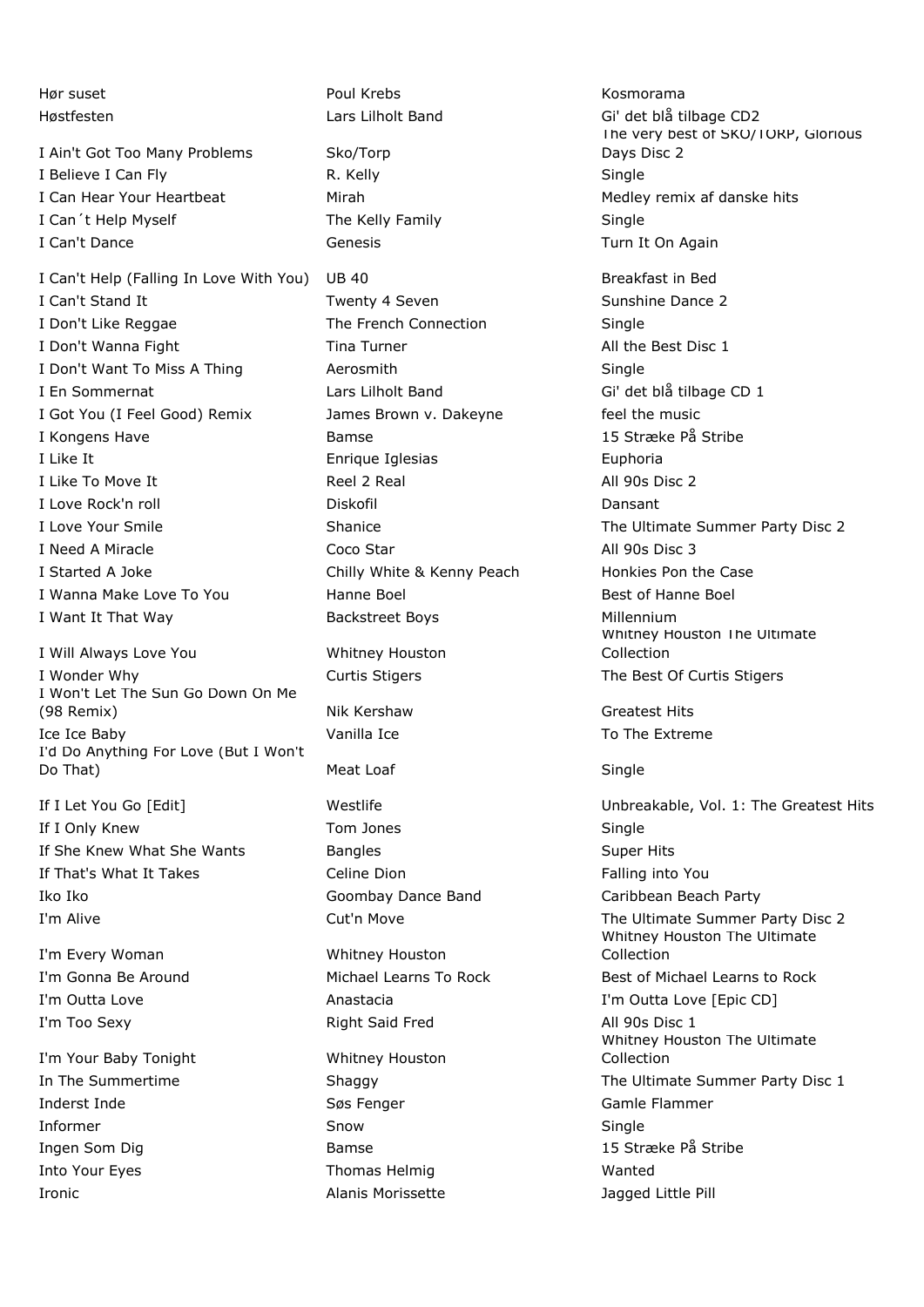| | | |
|---|---|---|
| Hør suset | Poul Krebs | Kosmorama |
| Høstfesten | Lars Lilholt Band | Gi' det blå tilbage CD2 |
| I Ain't Got Too Many Problems | Sko/Torp | The very best of SKO/TORP, Glorious Days Disc 2 |
| I Believe I Can Fly | R. Kelly | Single |
| I Can Hear Your Heartbeat | Mirah | Medley remix af danske hits |
| I Can´t Help Myself | The Kelly Family | Single |
| I Can't Dance | Genesis | Turn It On Again |
| I Can't Help (Falling In Love With You) | UB 40 | Breakfast in Bed |
| I Can't Stand It | Twenty 4 Seven | Sunshine Dance 2 |
| I Don't Like Reggae | The French Connection | Single |
| I Don't Wanna Fight | Tina Turner | All the Best Disc 1 |
| I Don't Want To Miss A Thing | Aerosmith | Single |
| I En Sommernat | Lars Lilholt Band | Gi' det blå tilbage CD 1 |
| I Got You (I Feel Good) Remix | James Brown v. Dakeyne | feel the music |
| I Kongens Have | Bamse | 15 Stræke På Stribe |
| I Like It | Enrique Iglesias | Euphoria |
| I Like To Move It | Reel 2 Real | All 90s Disc 2 |
| I Love Rock'n roll | Diskofil | Dansant |
| I Love Your Smile | Shanice | The Ultimate Summer Party Disc 2 |
| I Need A Miracle | Coco Star | All 90s Disc 3 |
| I Started A Joke | Chilly White & Kenny Peach | Honkies Pon the Case |
| I Wanna Make Love To You | Hanne Boel | Best of Hanne Boel |
| I Want It That Way | Backstreet Boys | Millennium |
| I Will Always Love You | Whitney Houston | Whitney Houston The Ultimate Collection |
| I Wonder Why | Curtis Stigers | The Best Of Curtis Stigers |
| I Won't Let The Sun Go Down On Me (98 Remix) | Nik Kershaw | Greatest Hits |
| Ice Ice Baby | Vanilla Ice | To The Extreme |
| I'd Do Anything For Love (But I Won't Do That) | Meat Loaf | Single |
| If I Let You Go [Edit] | Westlife | Unbreakable, Vol. 1: The Greatest Hits |
| If I Only Knew | Tom Jones | Single |
| If She Knew What She Wants | Bangles | Super Hits |
| If That's What It Takes | Celine Dion | Falling into You |
| Iko Iko | Goombay Dance Band | Caribbean Beach Party |
| I'm Alive | Cut'n Move | The Ultimate Summer Party Disc 2 |
| I'm Every Woman | Whitney Houston | Whitney Houston The Ultimate Collection |
| I'm Gonna Be Around | Michael Learns To Rock | Best of Michael Learns to Rock |
| I'm Outta Love | Anastacia | I'm Outta Love [Epic CD] |
| I'm Too Sexy | Right Said Fred | All 90s Disc 1 |
| I'm Your Baby Tonight | Whitney Houston | Whitney Houston The Ultimate Collection |
| In The Summertime | Shaggy | The Ultimate Summer Party Disc 1 |
| Inderst Inde | Søs Fenger | Gamle Flammer |
| Informer | Snow | Single |
| Ingen Som Dig | Bamse | 15 Stræke På Stribe |
| Into Your Eyes | Thomas Helmig | Wanted |
| Ironic | Alanis Morissette | Jagged Little Pill |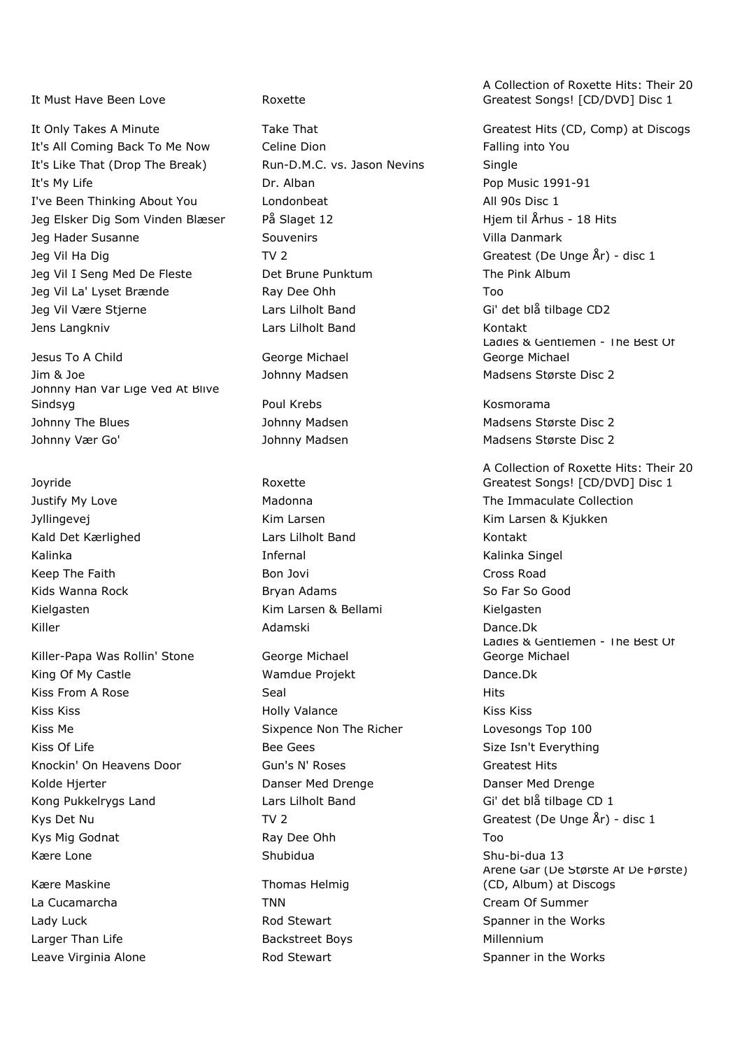| | | |
|---|---|---|
| It Must Have Been Love | Roxette | A Collection of Roxette Hits: Their 20 Greatest Songs! [CD/DVD] Disc 1 |
| It Only Takes A Minute | Take That | Greatest Hits (CD, Comp) at Discogs |
| It's All Coming Back To Me Now | Celine Dion | Falling into You |
| It's Like That (Drop The Break) | Run-D.M.C. vs. Jason Nevins | Single |
| It's My Life | Dr. Alban | Pop Music 1991-91 |
| I've Been Thinking About You | Londonbeat | All 90s Disc 1 |
| Jeg Elsker Dig Som Vinden Blæser | På Slaget 12 | Hjem til Århus - 18 Hits |
| Jeg Hader Susanne | Souvenirs | Villa Danmark |
| Jeg Vil Ha Dig | TV 2 | Greatest (De Unge År) - disc 1 |
| Jeg Vil I Seng Med De Fleste | Det Brune Punktum | The Pink Album |
| Jeg Vil La' Lyset Brænde | Ray Dee Ohh | Too |
| Jeg Vil Være Stjerne | Lars Lilholt Band | Gi' det blå tilbage CD2 |
| Jens Langkniv | Lars Lilholt Band | Kontakt |
| Jesus To A Child | George Michael | Ladies & Gentlemen - The Best Of George Michael |
| Jim & Joe | Johnny Madsen | Madsens Største Disc 2 |
| Johnny Han Var Lige Ved At Blive Sindsyg | Poul Krebs | Kosmorama |
| Johnny The Blues | Johnny Madsen | Madsens Største Disc 2 |
| Johnny Vær Go' | Johnny Madsen | Madsens Største Disc 2 |
| Joyride | Roxette | A Collection of Roxette Hits: Their 20 Greatest Songs! [CD/DVD] Disc 1 |
| Justify My Love | Madonna | The Immaculate Collection |
| Jyllingevej | Kim Larsen | Kim Larsen & Kjukken |
| Kald Det Kærlighed | Lars Lilholt Band | Kontakt |
| Kalinka | Infernal | Kalinka Singel |
| Keep The Faith | Bon Jovi | Cross Road |
| Kids Wanna Rock | Bryan Adams | So Far So Good |
| Kielgasten | Kim Larsen & Bellami | Kielgasten |
| Killer | Adamski | Dance.Dk |
| Killer-Papa Was Rollin' Stone | George Michael | Ladies & Gentlemen - The Best Of George Michael |
| King Of My Castle | Wamdue Projekt | Dance.Dk |
| Kiss From A Rose | Seal | Hits |
| Kiss Kiss | Holly Valance | Kiss Kiss |
| Kiss Me | Sixpence Non The Richer | Lovesongs Top 100 |
| Kiss Of Life | Bee Gees | Size Isn't Everything |
| Knockin' On Heavens Door | Gun's N' Roses | Greatest Hits |
| Kolde Hjerter | Danser Med Drenge | Danser Med Drenge |
| Kong Pukkelrygs Land | Lars Lilholt Band | Gi' det blå tilbage CD 1 |
| Kys Det Nu | TV 2 | Greatest (De Unge År) - disc 1 |
| Kys Mig Godnat | Ray Dee Ohh | Too |
| Kære Lone | Shubidua | Shu-bi-dua 13 |
| Kære Maskine | Thomas Helmig | Årene Går (De Største Af De Første) (CD, Album) at Discogs |
| La Cucamarcha | TNN | Cream Of Summer |
| Lady Luck | Rod Stewart | Spanner in the Works |
| Larger Than Life | Backstreet Boys | Millennium |
| Leave Virginia Alone | Rod Stewart | Spanner in the Works |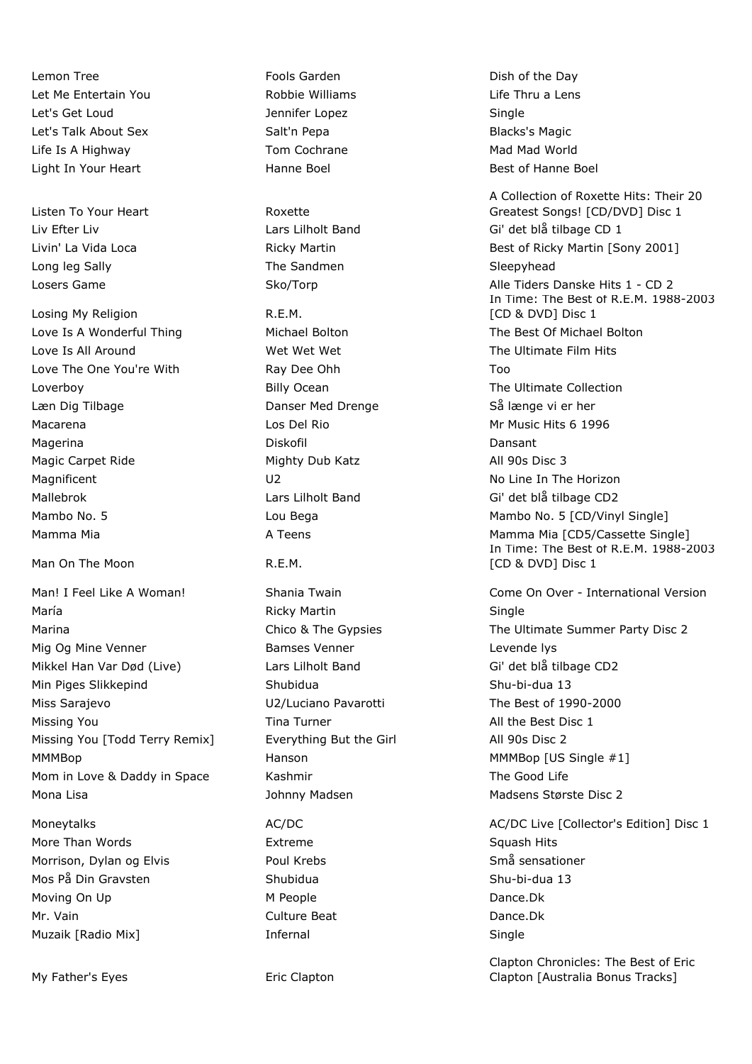| | | |
|---|---|---|
| Lemon Tree | Fools Garden | Dish of the Day |
| Let Me Entertain You | Robbie Williams | Life Thru a Lens |
| Let's Get Loud | Jennifer Lopez | Single |
| Let's Talk About Sex | Salt'n Pepa | Blacks's Magic |
| Life Is A Highway | Tom Cochrane | Mad Mad World |
| Light In Your Heart | Hanne Boel | Best of Hanne Boel |
| Listen To Your Heart | Roxette | A Collection of Roxette Hits: Their 20 Greatest Songs! [CD/DVD] Disc 1 |
| Liv Efter Liv | Lars Lilholt Band | Gi' det blå tilbage CD 1 |
| Livin' La Vida Loca | Ricky Martin | Best of Ricky Martin [Sony 2001] |
| Long leg Sally | The Sandmen | Sleepyhead |
| Losers Game | Sko/Torp | Alle Tiders Danske Hits 1 - CD 2 |
| Losing My Religion | R.E.M. | In Time: The Best of R.E.M. 1988-2003 [CD & DVD] Disc 1 |
| Love Is A Wonderful Thing | Michael Bolton | The Best Of Michael Bolton |
| Love Is All Around | Wet Wet Wet | The Ultimate Film Hits |
| Love The One You're With | Ray Dee Ohh | Too |
| Loverboy | Billy Ocean | The Ultimate Collection |
| Læn Dig Tilbage | Danser Med Drenge | Så længe vi er her |
| Macarena | Los Del Rio | Mr Music Hits 6 1996 |
| Magerina | Diskofil | Dansant |
| Magic Carpet Ride | Mighty Dub Katz | All 90s Disc 3 |
| Magnificent | U2 | No Line In The Horizon |
| Mallebrok | Lars Lilholt Band | Gi' det blå tilbage CD2 |
| Mambo No. 5 | Lou Bega | Mambo No. 5 [CD/Vinyl Single] |
| Mamma Mia | A Teens | Mamma Mia [CD5/Cassette Single] |
| Man On The Moon | R.E.M. | In Time: The Best of R.E.M. 1988-2003 [CD & DVD] Disc 1 |
| Man! I Feel Like A Woman! | Shania Twain | Come On Over - International Version |
| María | Ricky Martin | Single |
| Marina | Chico & The Gypsies | The Ultimate Summer Party Disc 2 |
| Mig Og Mine Venner | Bamses Venner | Levende lys |
| Mikkel Han Var Død (Live) | Lars Lilholt Band | Gi' det blå tilbage CD2 |
| Min Piges Slikkepind | Shubidua | Shu-bi-dua 13 |
| Miss Sarajevo | U2/Luciano Pavarotti | The Best of 1990-2000 |
| Missing You | Tina Turner | All the Best Disc 1 |
| Missing You [Todd Terry Remix] | Everything But the Girl | All 90s Disc 2 |
| MMMBop | Hanson | MMMBop [US Single #1] |
| Mom in Love & Daddy in Space | Kashmir | The Good Life |
| Mona Lisa | Johnny Madsen | Madsens Største Disc 2 |
| Moneytalks | AC/DC | AC/DC Live [Collector's Edition] Disc 1 |
| More Than Words | Extreme | Squash Hits |
| Morrison, Dylan og Elvis | Poul Krebs | Små sensationer |
| Mos På Din Gravsten | Shubidua | Shu-bi-dua 13 |
| Moving On Up | M People | Dance.Dk |
| Mr. Vain | Culture Beat | Dance.Dk |
| Muzaik [Radio Mix] | Infernal | Single |
| My Father's Eyes | Eric Clapton | Clapton Chronicles: The Best of Eric Clapton [Australia Bonus Tracks] |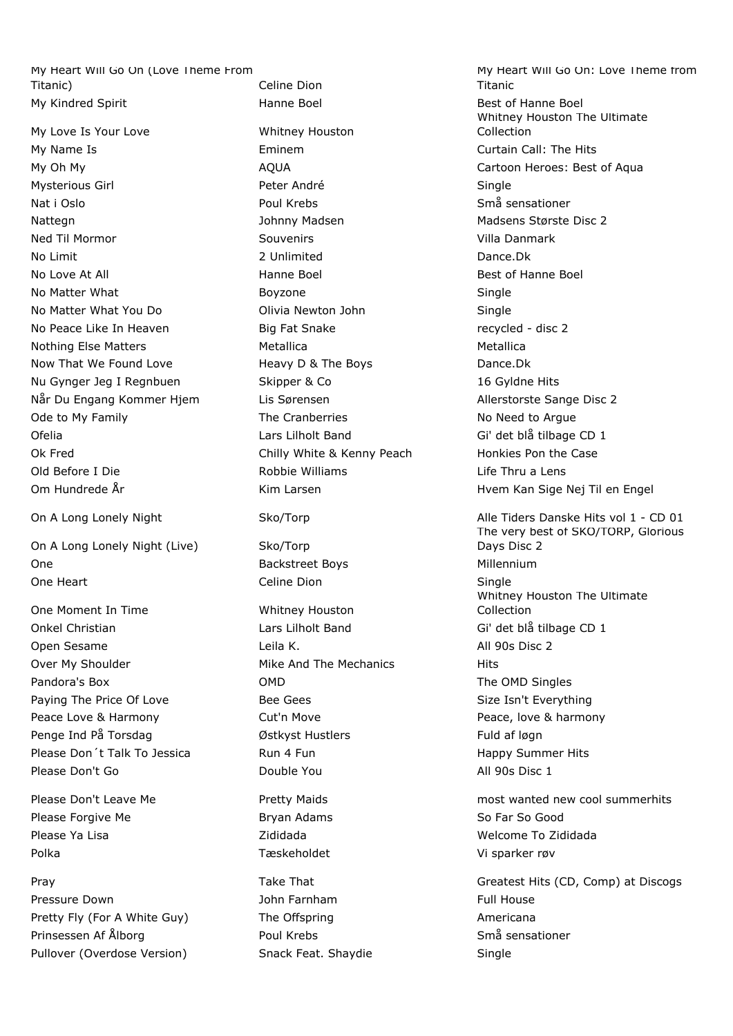| | | |
|---|---|---|
| My Heart Will Go On (Love Theme From Titanic) | Celine Dion | My Heart Will Go On: Love Theme from Titanic |
| My Kindred Spirit | Hanne Boel | Best of Hanne Boel |
| My Love Is Your Love | Whitney Houston | Whitney Houston The Ultimate Collection |
| My Name Is | Eminem | Curtain Call: The Hits |
| My Oh My | AQUA | Cartoon Heroes: Best of Aqua |
| Mysterious Girl | Peter André | Single |
| Nat i Oslo | Poul Krebs | Små sensationer |
| Nattegn | Johnny Madsen | Madsens Største Disc 2 |
| Ned Til Mormor | Souvenirs | Villa Danmark |
| No Limit | 2 Unlimited | Dance.Dk |
| No Love At All | Hanne Boel | Best of Hanne Boel |
| No Matter What | Boyzone | Single |
| No Matter What You Do | Olivia Newton John | Single |
| No Peace Like In Heaven | Big Fat Snake | recycled - disc 2 |
| Nothing Else Matters | Metallica | Metallica |
| Now That We Found Love | Heavy D & The Boys | Dance.Dk |
| Nu Gynger Jeg I Regnbuen | Skipper & Co | 16 Gyldne Hits |
| Når Du Engang Kommer Hjem | Lis Sørensen | Allerstorste Sange Disc 2 |
| Ode to My Family | The Cranberries | No Need to Argue |
| Ofelia | Lars Lilholt Band | Gi' det blå tilbage CD 1 |
| Ok Fred | Chilly White & Kenny Peach | Honkies Pon the Case |
| Old Before I Die | Robbie Williams | Life Thru a Lens |
| Om Hundrede År | Kim Larsen | Hvem Kan Sige Nej Til en Engel |
| On A Long Lonely Night | Sko/Torp | Alle Tiders Danske Hits vol 1 - CD 01 |
| On A Long Lonely Night (Live) | Sko/Torp | The very best of SKO/TORP, Glorious Days Disc 2 |
| One | Backstreet Boys | Millennium |
| One Heart | Celine Dion | Single |
| One Moment In Time | Whitney Houston | Whitney Houston The Ultimate Collection |
| Onkel Christian | Lars Lilholt Band | Gi' det blå tilbage CD 1 |
| Open Sesame | Leila K. | All 90s Disc 2 |
| Over My Shoulder | Mike And The Mechanics | Hits |
| Pandora's Box | OMD | The OMD Singles |
| Paying The Price Of Love | Bee Gees | Size Isn't Everything |
| Peace Love & Harmony | Cut'n Move | Peace, love & harmony |
| Penge Ind På Torsdag | Østkyst Hustlers | Fuld af løgn |
| Please Don´t Talk To Jessica | Run 4 Fun | Happy Summer Hits |
| Please Don't Go | Double You | All 90s Disc 1 |
| Please Don't Leave Me | Pretty Maids | most wanted new cool summerhits |
| Please Forgive Me | Bryan Adams | So Far So Good |
| Please Ya Lisa | Zididada | Welcome To Zididada |
| Polka | Tæskeholdet | Vi sparker røv |
| Pray | Take That | Greatest Hits (CD, Comp) at Discogs |
| Pressure Down | John Farnham | Full House |
| Pretty Fly (For A White Guy) | The Offspring | Americana |
| Prinsessen Af Ålborg | Poul Krebs | Små sensationer |
| Pullover (Overdose Version) | Snack Feat. Shaydie | Single |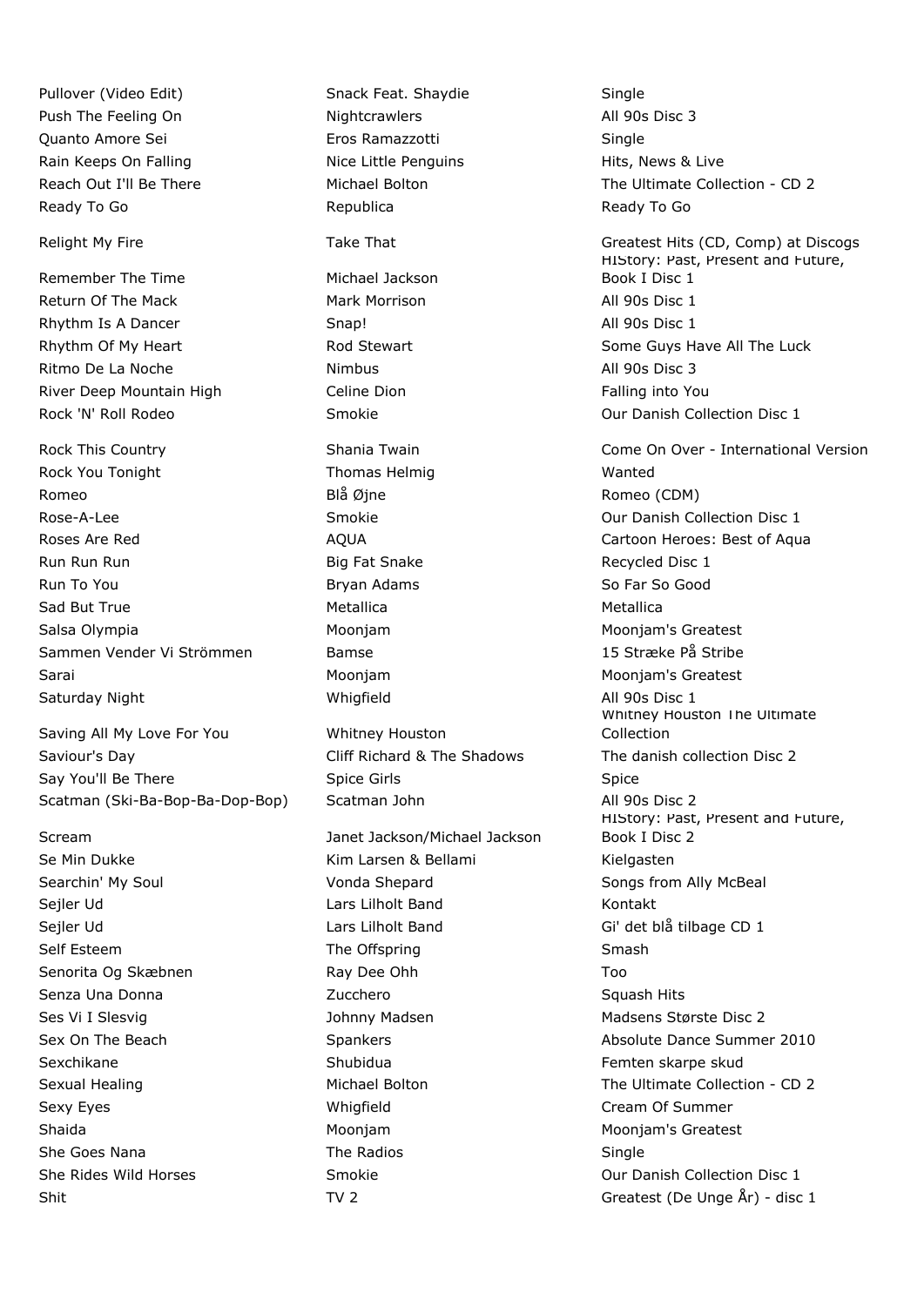| | | |
|---|---|---|
| Pullover (Video Edit) | Snack Feat. Shaydie | Single |
| Push The Feeling On | Nightcrawlers | All 90s Disc 3 |
| Quanto Amore Sei | Eros Ramazzotti | Single |
| Rain Keeps On Falling | Nice Little Penguins | Hits, News & Live |
| Reach Out I'll Be There | Michael Bolton | The Ultimate Collection - CD 2 |
| Ready To Go | Republica | Ready To Go |
| Relight My Fire | Take That | Greatest Hits (CD, Comp) at Discogs |
| Remember The Time | Michael Jackson | HIStory: Past, Present and Future, Book I Disc 1 |
| Return Of The Mack | Mark Morrison | All 90s Disc 1 |
| Rhythm Is A Dancer | Snap! | All 90s Disc 1 |
| Rhythm Of My Heart | Rod Stewart | Some Guys Have All The Luck |
| Ritmo De La Noche | Nimbus | All 90s Disc 3 |
| River Deep Mountain High | Celine Dion | Falling into You |
| Rock 'N' Roll Rodeo | Smokie | Our Danish Collection Disc 1 |
| Rock This Country | Shania Twain | Come On Over - International Version |
| Rock You Tonight | Thomas Helmig | Wanted |
| Romeo | Blå Øjne | Romeo (CDM) |
| Rose-A-Lee | Smokie | Our Danish Collection Disc 1 |
| Roses Are Red | AQUA | Cartoon Heroes: Best of Aqua |
| Run Run Run | Big Fat Snake | Recycled Disc 1 |
| Run To You | Bryan Adams | So Far So Good |
| Sad But True | Metallica | Metallica |
| Salsa Olympia | Moonjam | Moonjam's Greatest |
| Sammen Vender Vi Strömmen | Bamse | 15 Stræke På Stribe |
| Sarai | Moonjam | Moonjam's Greatest |
| Saturday Night | Whigfield | All 90s Disc 1 |
| Saving All My Love For You | Whitney Houston | Whitney Houston The Ultimate Collection |
| Saviour's Day | Cliff Richard & The Shadows | The danish collection Disc 2 |
| Say You'll Be There | Spice Girls | Spice |
| Scatman (Ski-Ba-Bop-Ba-Dop-Bop) | Scatman John | All 90s Disc 2 |
| Scream | Janet Jackson/Michael Jackson | HIStory: Past, Present and Future, Book I Disc 2 |
| Se Min Dukke | Kim Larsen & Bellami | Kielgasten |
| Searchin' My Soul | Vonda Shepard | Songs from Ally McBeal |
| Sejler Ud | Lars Lilholt Band | Kontakt |
| Sejler Ud | Lars Lilholt Band | Gi' det blå tilbage CD 1 |
| Self Esteem | The Offspring | Smash |
| Senorita Og Skæbnen | Ray Dee Ohh | Too |
| Senza Una Donna | Zucchero | Squash Hits |
| Ses Vi I Slesvig | Johnny Madsen | Madsens Største Disc 2 |
| Sex On The Beach | Spankers | Absolute Dance Summer 2010 |
| Sexchikane | Shubidua | Femten skarpe skud |
| Sexual Healing | Michael Bolton | The Ultimate Collection - CD 2 |
| Sexy Eyes | Whigfield | Cream Of Summer |
| Shaida | Moonjam | Moonjam's Greatest |
| She Goes Nana | The Radios | Single |
| She Rides Wild Horses | Smokie | Our Danish Collection Disc 1 |
| Shit | TV 2 | Greatest (De Unge År) - disc 1 |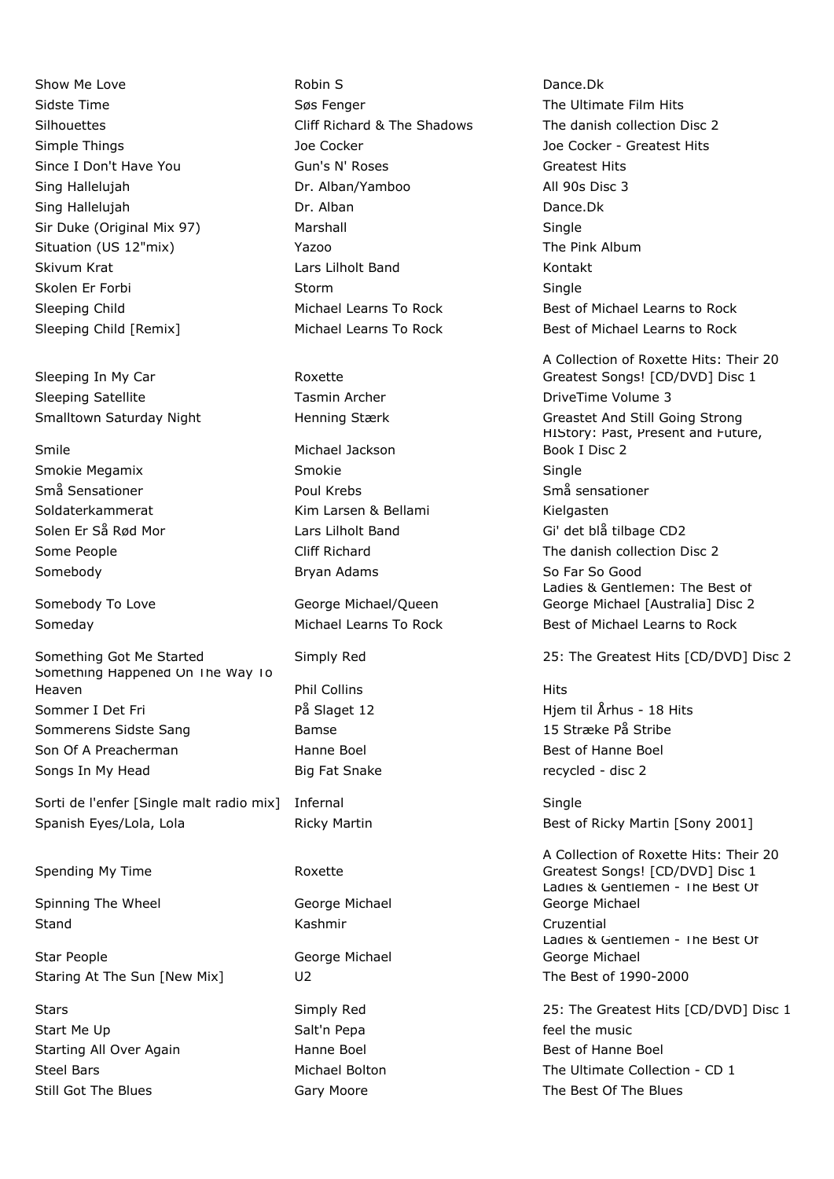| | | |
|---|---|---|
| Show Me Love | Robin S | Dance.Dk |
| Sidste Time | Søs Fenger | The Ultimate Film Hits |
| Silhouettes | Cliff Richard & The Shadows | The danish collection Disc 2 |
| Simple Things | Joe Cocker | Joe Cocker - Greatest Hits |
| Since I Don't Have You | Gun's N' Roses | Greatest Hits |
| Sing Hallelujah | Dr. Alban/Yamboo | All 90s Disc 3 |
| Sing Hallelujah | Dr. Alban | Dance.Dk |
| Sir Duke (Original Mix 97) | Marshall | Single |
| Situation (US 12"mix) | Yazoo | The Pink Album |
| Skivum Krat | Lars Lilholt Band | Kontakt |
| Skolen Er Forbi | Storm | Single |
| Sleeping Child | Michael Learns To Rock | Best of Michael Learns to Rock |
| Sleeping Child [Remix] | Michael Learns To Rock | Best of Michael Learns to Rock |
| Sleeping In My Car | Roxette | A Collection of Roxette Hits: Their 20 Greatest Songs! [CD/DVD] Disc 1 |
| Sleeping Satellite | Tasmin Archer | DriveTime Volume 3 |
| Smalltown Saturday Night | Henning Stærk | Greastet And Still Going Strong |
| Smile | Michael Jackson | HIStory: Past, Present and Future, Book I Disc 2 |
| Smokie Megamix | Smokie | Single |
| Små Sensationer | Poul Krebs | Små sensationer |
| Soldaterkammerat | Kim Larsen & Bellami | Kielgasten |
| Solen Er Så Rød Mor | Lars Lilholt Band | Gi' det blå tilbage CD2 |
| Some People | Cliff Richard | The danish collection Disc 2 |
| Somebody | Bryan Adams | So Far So Good |
| Somebody To Love | George Michael/Queen | Ladies & Gentlemen: The Best of George Michael [Australia] Disc 2 |
| Someday | Michael Learns To Rock | Best of Michael Learns to Rock |
| Something Got Me Started | Simply Red | 25: The Greatest Hits [CD/DVD] Disc 2 |
| Something Happened On The Way To Heaven | Phil Collins | Hits |
| Sommer I Det Fri | På Slaget 12 | Hjem til Århus - 18 Hits |
| Sommerens Sidste Sang | Bamse | 15 Stræke På Stribe |
| Son Of A Preacherman | Hanne Boel | Best of Hanne Boel |
| Songs In My Head | Big Fat Snake | recycled - disc 2 |
| Sorti de l'enfer [Single malt radio mix] | Infernal | Single |
| Spanish Eyes/Lola, Lola | Ricky Martin | Best of Ricky Martin [Sony 2001] |
| Spending My Time | Roxette | A Collection of Roxette Hits: Their 20 Greatest Songs! [CD/DVD] Disc 1 |
| Spinning The Wheel | George Michael | Ladies & Gentlemen - The Best Of George Michael |
| Stand | Kashmir | Cruzential |
| Star People | George Michael | Ladies & Gentlemen - The Best Of George Michael |
| Staring At The Sun [New Mix] | U2 | The Best of 1990-2000 |
| Stars | Simply Red | 25: The Greatest Hits [CD/DVD] Disc 1 |
| Start Me Up | Salt'n Pepa | feel the music |
| Starting All Over Again | Hanne Boel | Best of Hanne Boel |
| Steel Bars | Michael Bolton | The Ultimate Collection - CD 1 |
| Still Got The Blues | Gary Moore | The Best Of The Blues |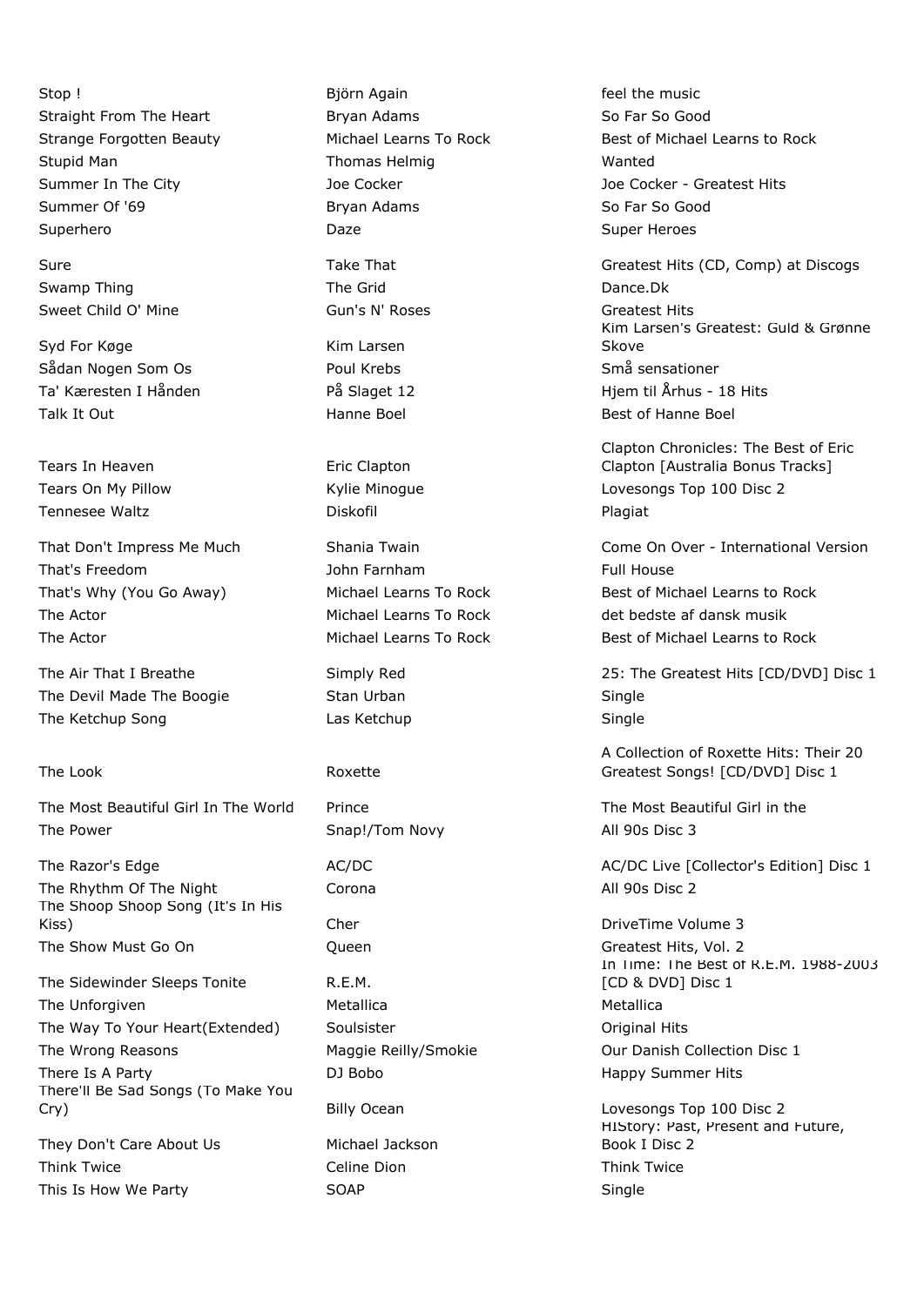| | | |
|---|---|---|
| Stop ! | Björn Again | feel the music |
| Straight From The Heart | Bryan Adams | So Far So Good |
| Strange Forgotten Beauty | Michael Learns To Rock | Best of Michael Learns to Rock |
| Stupid Man | Thomas Helmig | Wanted |
| Summer In The City | Joe Cocker | Joe Cocker - Greatest Hits |
| Summer Of '69 | Bryan Adams | So Far So Good |
| Superhero | Daze | Super Heroes |
| Sure | Take That | Greatest Hits (CD, Comp) at Discogs |
| Swamp Thing | The Grid | Dance.Dk |
| Sweet Child O' Mine | Gun's N' Roses | Greatest Hits |
| Syd For Køge | Kim Larsen | Kim Larsen's Greatest: Guld & Grønne Skove |
| Sådan Nogen Som Os | Poul Krebs | Små sensationer |
| Ta' Kæresten I Hånden | På Slaget 12 | Hjem til Århus - 18 Hits |
| Talk It Out | Hanne Boel | Best of Hanne Boel |
| Tears In Heaven | Eric Clapton | Clapton Chronicles: The Best of Eric Clapton [Australia Bonus Tracks] |
| Tears On My Pillow | Kylie Minogue | Lovesongs Top 100 Disc 2 |
| Tennesee Waltz | Diskofil | Plagiat |
| That Don't Impress Me Much | Shania Twain | Come On Over - International Version |
| That's Freedom | John Farnham | Full House |
| That's Why (You Go Away) | Michael Learns To Rock | Best of Michael Learns to Rock |
| The Actor | Michael Learns To Rock | det bedste af dansk musik |
| The Actor | Michael Learns To Rock | Best of Michael Learns to Rock |
| The Air That I Breathe | Simply Red | 25: The Greatest Hits [CD/DVD] Disc 1 |
| The Devil Made The Boogie | Stan Urban | Single |
| The Ketchup Song | Las Ketchup | Single |
| The Look | Roxette | A Collection of Roxette Hits: Their 20 Greatest Songs! [CD/DVD] Disc 1 |
| The Most Beautiful Girl In The World | Prince | The Most Beautiful Girl in the |
| The Power | Snap!/Tom Novy | All 90s Disc 3 |
| The Razor's Edge | AC/DC | AC/DC Live [Collector's Edition] Disc 1 |
| The Rhythm Of The Night | Corona | All 90s Disc 2 |
| The Shoop Shoop Song (It's In His Kiss) | Cher | DriveTime Volume 3 |
| The Show Must Go On | Queen | Greatest Hits, Vol. 2 |
| The Sidewinder Sleeps Tonite | R.E.M. | In Time: The Best of R.E.M. 1988-2003 [CD & DVD] Disc 1 |
| The Unforgiven | Metallica | Metallica |
| The Way To Your Heart(Extended) | Soulsister | Original Hits |
| The Wrong Reasons | Maggie Reilly/Smokie | Our Danish Collection Disc 1 |
| There Is A Party | DJ Bobo | Happy Summer Hits |
| There'll Be Sad Songs (To Make You Cry) | Billy Ocean | Lovesongs Top 100 Disc 2 |
| They Don't Care About Us | Michael Jackson | HIStory: Past, Present and Future, Book I Disc 2 |
| Think Twice | Celine Dion | Think Twice |
| This Is How We Party | SOAP | Single |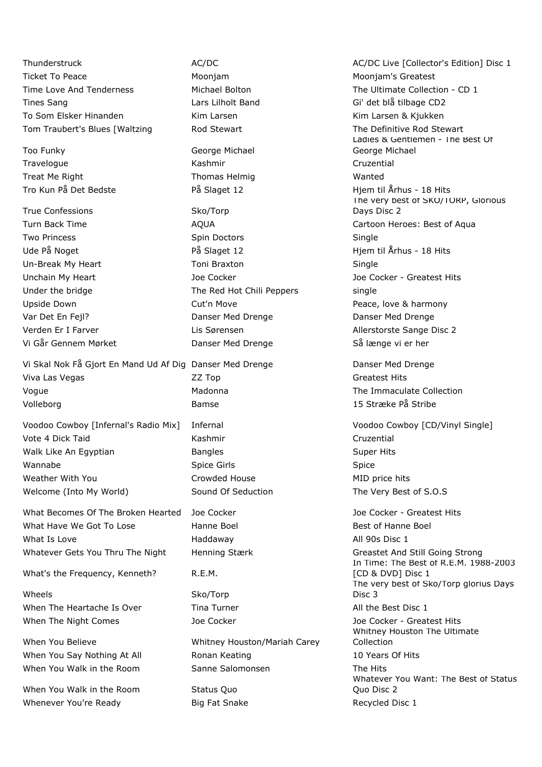| | | |
|---|---|---|
| Thunderstruck | AC/DC | AC/DC Live [Collector's Edition] Disc 1 |
| Ticket To Peace | Moonjam | Moonjam's Greatest |
| Time Love And Tenderness | Michael Bolton | The Ultimate Collection - CD 1 |
| Tines Sang | Lars Lilholt Band | Gi' det blå tilbage CD2 |
| To Som Elsker Hinanden | Kim Larsen | Kim Larsen & Kjukken |
| Tom Traubert's Blues [Waltzing | Rod Stewart | The Definitive Rod Stewart |
| Too Funky | George Michael | Ladies & Gentlemen - The Best Of George Michael |
| Travelogue | Kashmir | Cruzential |
| Treat Me Right | Thomas Helmig | Wanted |
| Tro Kun På Det Bedste | På Slaget 12 | Hjem til Århus - 18 Hits |
| True Confessions | Sko/Torp | The very best of SKO/TORP, Glorious Days Disc 2 |
| Turn Back Time | AQUA | Cartoon Heroes: Best of Aqua |
| Two Princess | Spin Doctors | Single |
| Ude På Noget | På Slaget 12 | Hjem til Århus - 18 Hits |
| Un-Break My Heart | Toni Braxton | Single |
| Unchain My Heart | Joe Cocker | Joe Cocker - Greatest Hits |
| Under the bridge | The Red Hot Chili Peppers | single |
| Upside Down | Cut'n Move | Peace, love & harmony |
| Var Det En Fejl? | Danser Med Drenge | Danser Med Drenge |
| Verden Er I Farver | Lis Sørensen | Allerstorste Sange Disc 2 |
| Vi Går Gennem Mørket | Danser Med Drenge | Så længe vi er her |
| Vi Skal Nok Få Gjort En Mand Ud Af Dig | Danser Med Drenge | Danser Med Drenge |
| Viva Las Vegas | ZZ Top | Greatest Hits |
| Vogue | Madonna | The Immaculate Collection |
| Volleborg | Bamse | 15 Stræke På Stribe |
| Voodoo Cowboy [Infernal's Radio Mix] | Infernal | Voodoo Cowboy [CD/Vinyl Single] |
| Vote 4 Dick Taid | Kashmir | Cruzential |
| Walk Like An Egyptian | Bangles | Super Hits |
| Wannabe | Spice Girls | Spice |
| Weather With You | Crowded House | MID price hits |
| Welcome (Into My World) | Sound Of Seduction | The Very Best of S.O.S |
| What Becomes Of The Broken Hearted | Joe Cocker | Joe Cocker - Greatest Hits |
| What Have We Got To Lose | Hanne Boel | Best of Hanne Boel |
| What Is Love | Haddaway | All 90s Disc 1 |
| Whatever Gets You Thru The Night | Henning Stærk | Greastet And Still Going Strong |
| What's the Frequency, Kenneth? | R.E.M. | In Time: The Best of R.E.M. 1988-2003 [CD & DVD] Disc 1 |
| Wheels | Sko/Torp | The very best of Sko/Torp glorius Days Disc 3 |
| When The Heartache Is Over | Tina Turner | All the Best Disc 1 |
| When The Night Comes | Joe Cocker | Joe Cocker - Greatest Hits |
| When You Believe | Whitney Houston/Mariah Carey | Whitney Houston The Ultimate Collection |
| When You Say Nothing At All | Ronan Keating | 10 Years Of Hits |
| When You Walk in the Room | Sanne Salomonsen | The Hits |
| When You Walk in the Room | Status Quo | Whatever You Want: The Best of Status Quo Disc 2 |
| Whenever You're Ready | Big Fat Snake | Recycled Disc 1 |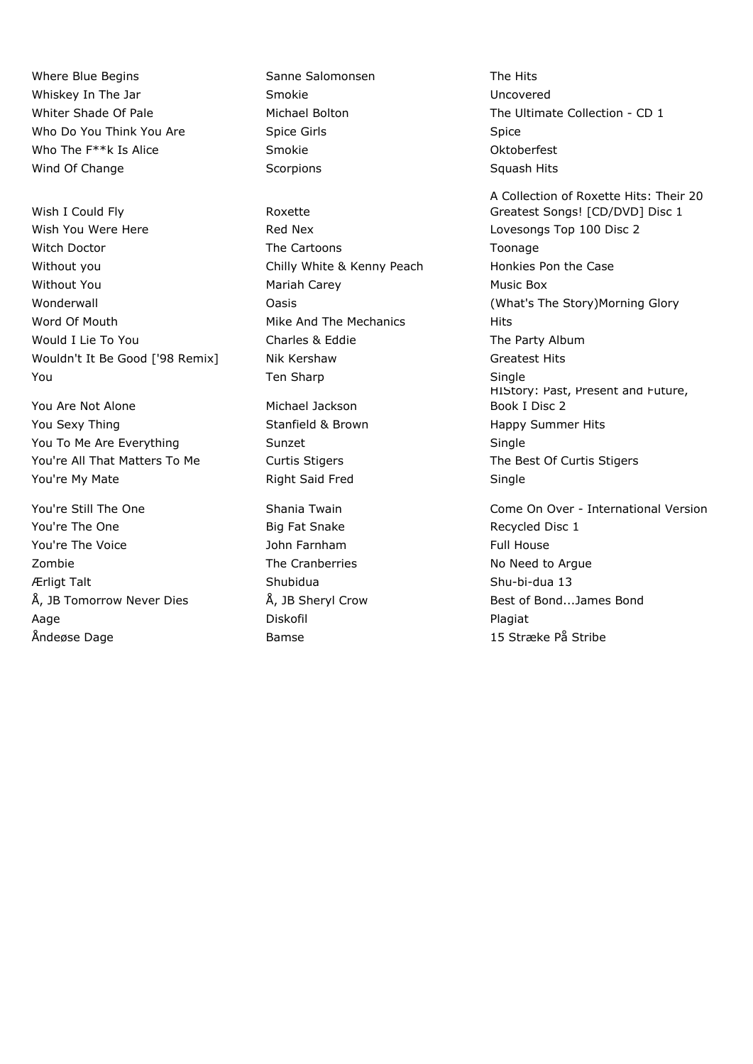| | | |
|---|---|---|
| Where Blue Begins | Sanne Salomonsen | The Hits |
| Whiskey In The Jar | Smokie | Uncovered |
| Whiter Shade Of Pale | Michael Bolton | The Ultimate Collection - CD 1 |
| Who Do You Think You Are | Spice Girls | Spice |
| Who The F**k Is Alice | Smokie | Oktoberfest |
| Wind Of Change | Scorpions | Squash Hits |
| Wish I Could Fly | Roxette | A Collection of Roxette Hits: Their 20 Greatest Songs! [CD/DVD] Disc 1 |
| Wish You Were Here | Red Nex | Lovesongs Top 100 Disc 2 |
| Witch Doctor | The Cartoons | Toonage |
| Without you | Chilly White & Kenny Peach | Honkies Pon the Case |
| Without You | Mariah Carey | Music Box |
| Wonderwall | Oasis | (What's The Story)Morning Glory |
| Word Of Mouth | Mike And The Mechanics | Hits |
| Would I Lie To You | Charles & Eddie | The Party Album |
| Wouldn't It Be Good ['98 Remix] | Nik Kershaw | Greatest Hits |
| You | Ten Sharp | Single |
| You Are Not Alone | Michael Jackson | HIStory: Past, Present and Future, Book I Disc 2 |
| You Sexy Thing | Stanfield & Brown | Happy Summer Hits |
| You To Me Are Everything | Sunzet | Single |
| You're All That Matters To Me | Curtis Stigers | The Best Of Curtis Stigers |
| You're My Mate | Right Said Fred | Single |
| You're Still The One | Shania Twain | Come On Over - International Version |
| You're The One | Big Fat Snake | Recycled Disc 1 |
| You're The Voice | John Farnham | Full House |
| Zombie | The Cranberries | No Need to Argue |
| Ærligt Talt | Shubidua | Shu-bi-dua 13 |
| Å, JB Tomorrow Never Dies | Å, JB Sheryl Crow | Best of Bond...James Bond |
| Aage | Diskofil | Plagiat |
| Åndeøse Dage | Bamse | 15 Stræke På Stribe |